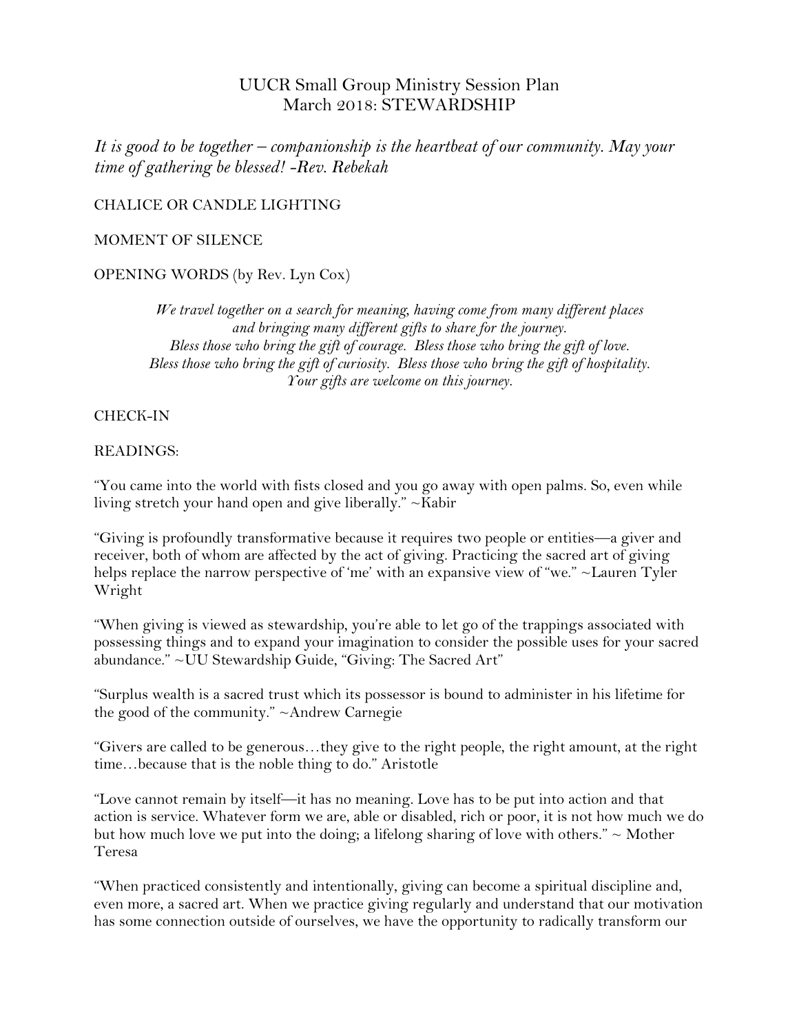# UUCR Small Group Ministry Session Plan
## March 2018: STEWARDSHIP

*It is good to be together – companionship is the heartbeat of our community. May your time of gathering be blessed! -Rev. Rebekah*

CHALICE OR CANDLE LIGHTING

MOMENT OF SILENCE

OPENING WORDS (by Rev. Lyn Cox)

> *We travel together on a search for meaning, having come from many different places and bringing many different gifts to share for the journey.*
> *Bless those who bring the gift of courage. Bless those who bring the gift of love.*
> *Bless those who bring the gift of curiosity. Bless those who bring the gift of hospitality.*
> *Your gifts are welcome on this journey.*

CHECK-IN

READINGS:

"You came into the world with fists closed and you go away with open palms. So, even while living stretch your hand open and give liberally." ~Kabir

"Giving is profoundly transformative because it requires two people or entities—a giver and receiver, both of whom are affected by the act of giving. Practicing the sacred art of giving helps replace the narrow perspective of 'me' with an expansive view of "we." ~Lauren Tyler Wright

"When giving is viewed as stewardship, you're able to let go of the trappings associated with possessing things and to expand your imagination to consider the possible uses for your sacred abundance." ~UU Stewardship Guide, "Giving: The Sacred Art"

"Surplus wealth is a sacred trust which its possessor is bound to administer in his lifetime for the good of the community." ~Andrew Carnegie

"Givers are called to be generous…they give to the right people, the right amount, at the right time…because that is the noble thing to do." Aristotle

"Love cannot remain by itself—it has no meaning. Love has to be put into action and that action is service. Whatever form we are, able or disabled, rich or poor, it is not how much we do but how much love we put into the doing; a lifelong sharing of love with others." ~ Mother Teresa

"When practiced consistently and intentionally, giving can become a spiritual discipline and, even more, a sacred art. When we practice giving regularly and understand that our motivation has some connection outside of ourselves, we have the opportunity to radically transform our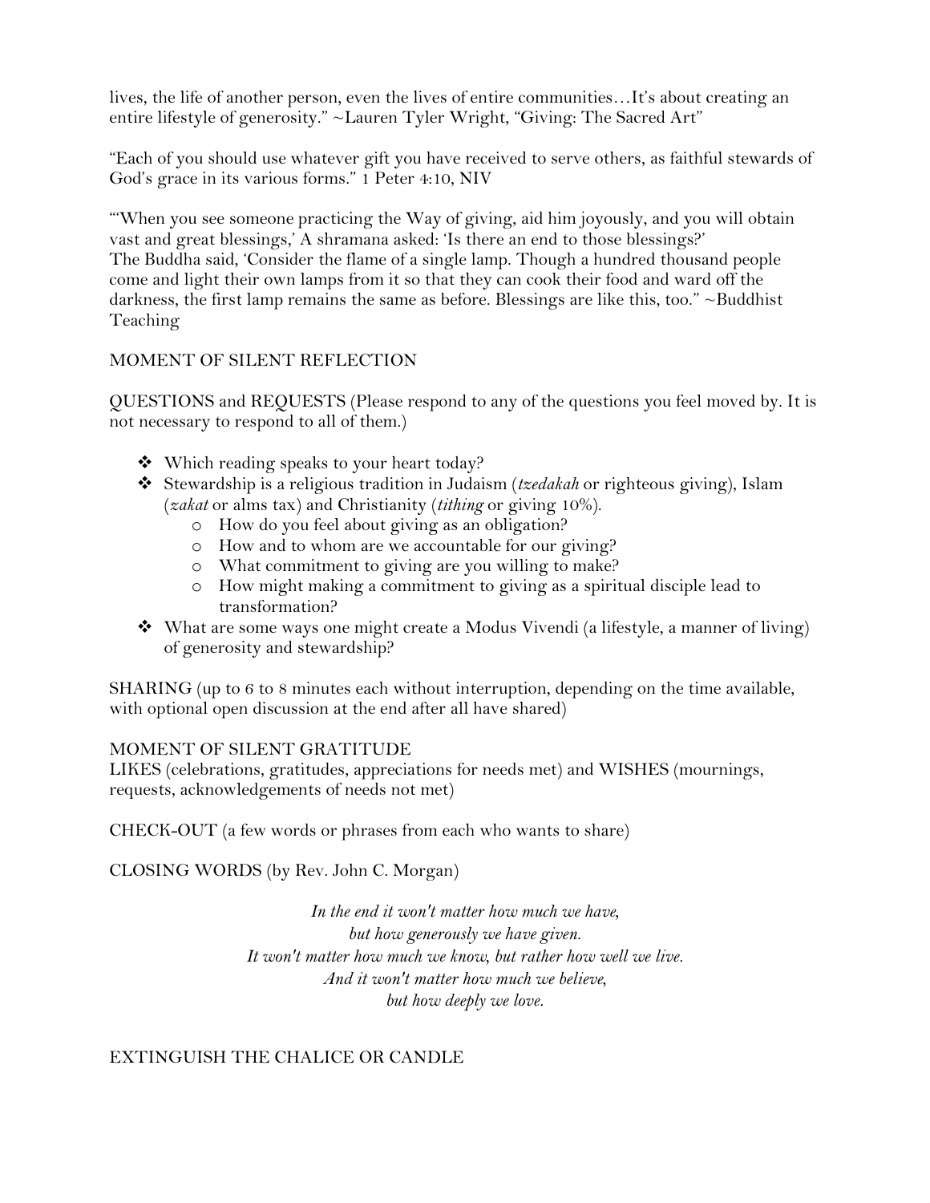lives, the life of another person, even the lives of entire communities…It's about creating an entire lifestyle of generosity." ~Lauren Tyler Wright, "Giving: The Sacred Art"

"Each of you should use whatever gift you have received to serve others, as faithful stewards of God's grace in its various forms." 1 Peter 4:10, NIV

"'When you see someone practicing the Way of giving, aid him joyously, and you will obtain vast and great blessings,' A shramana asked: 'Is there an end to those blessings?'
The Buddha said, 'Consider the flame of a single lamp. Though a hundred thousand people come and light their own lamps from it so that they can cook their food and ward off the darkness, the first lamp remains the same as before. Blessings are like this, too." ~Buddhist Teaching

MOMENT OF SILENT REFLECTION

QUESTIONS and REQUESTS (Please respond to any of the questions you feel moved by. It is not necessary to respond to all of them.)

- Which reading speaks to your heart today?
- Stewardship is a religious tradition in Judaism (*tzedakah* or righteous giving), Islam (*zakat* or alms tax) and Christianity (*tithing* or giving 10%).
  - How do you feel about giving as an obligation?
  - How and to whom are we accountable for our giving?
  - What commitment to giving are you willing to make?
  - How might making a commitment to giving as a spiritual disciple lead to transformation?
- What are some ways one might create a Modus Vivendi (a lifestyle, a manner of living) of generosity and stewardship?

SHARING (up to 6 to 8 minutes each without interruption, depending on the time available, with optional open discussion at the end after all have shared)

MOMENT OF SILENT GRATITUDE
LIKES (celebrations, gratitudes, appreciations for needs met) and WISHES (mournings, requests, acknowledgements of needs not met)

CHECK-OUT (a few words or phrases from each who wants to share)

CLOSING WORDS (by Rev. John C. Morgan)

*In the end it won't matter how much we have,*
*but how generously we have given.*
*It won't matter how much we know, but rather how well we live.*
*And it won't matter how much we believe,*
*but how deeply we love.*

EXTINGUISH THE CHALICE OR CANDLE